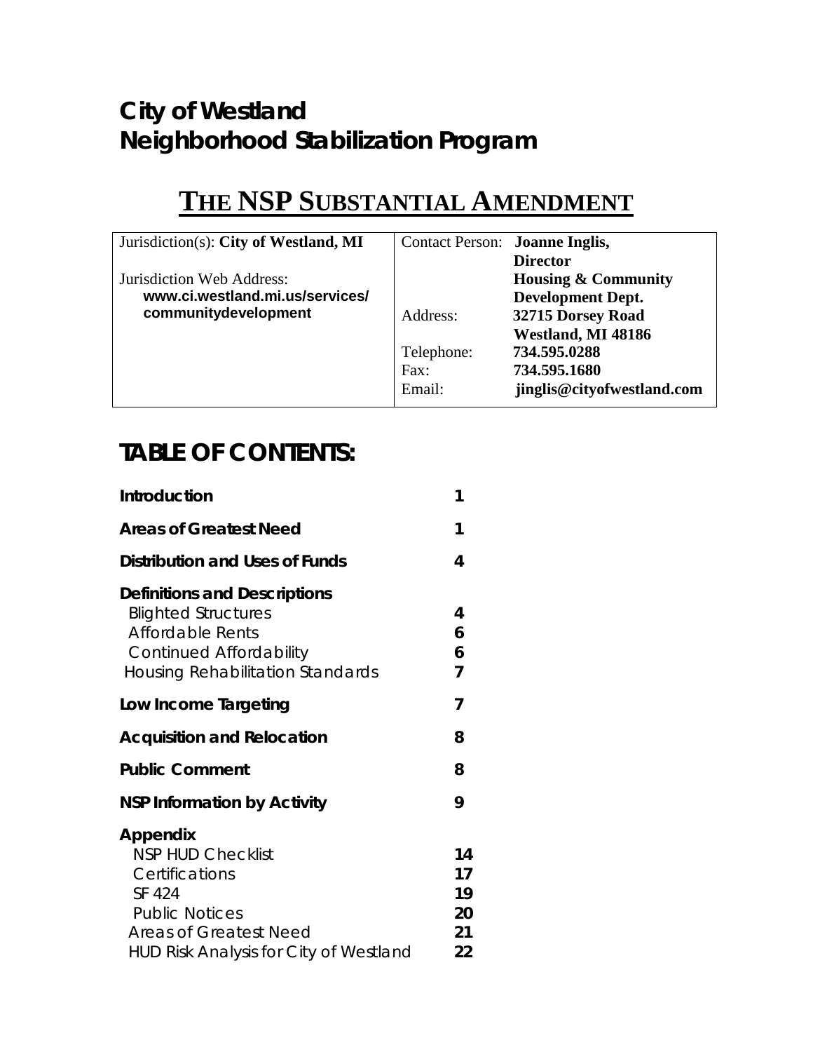# City of Westland
# Neighborhood Stabilization Program

## THE NSP SUBSTANTIAL AMENDMENT

| Jurisdiction(s): **City of Westland, MI** | Contact Person: | **Joanne Inglis, Director Housing & Community Development Dept.** |
|---|---|---|
| Jurisdiction Web Address: **www.ci.westland.mi.us/services/communitydevelopment** | Address: | **32715 Dorsey Road Westland, MI 48186** |
| | Telephone: | **734.595.0288** |
| | Fax: | **734.595.1680** |
| | Email: | **jinglis@cityofwestland.com** |

## TABLE OF CONTENTS:

| | |
|---|---|
| **Introduction** | **1** |
| **Areas of Greatest Need** | **1** |
| **Distribution and Uses of Funds** | **4** |
| **Definitions and Descriptions** | |
| Blighted Structures | **4** |
| Affordable Rents | **6** |
| Continued Affordability | **6** |
| Housing Rehabilitation Standards | **7** |
| **Low Income Targeting** | **7** |
| **Acquisition and Relocation** | **8** |
| **Public Comment** | **8** |
| **NSP Information by Activity** | **9** |
| **Appendix** | |
| NSP HUD Checklist | **14** |
| Certifications | **17** |
| SF 424 | **19** |
| Public Notices | **20** |
| Areas of Greatest Need | **21** |
| HUD Risk Analysis for City of Westland | **22** |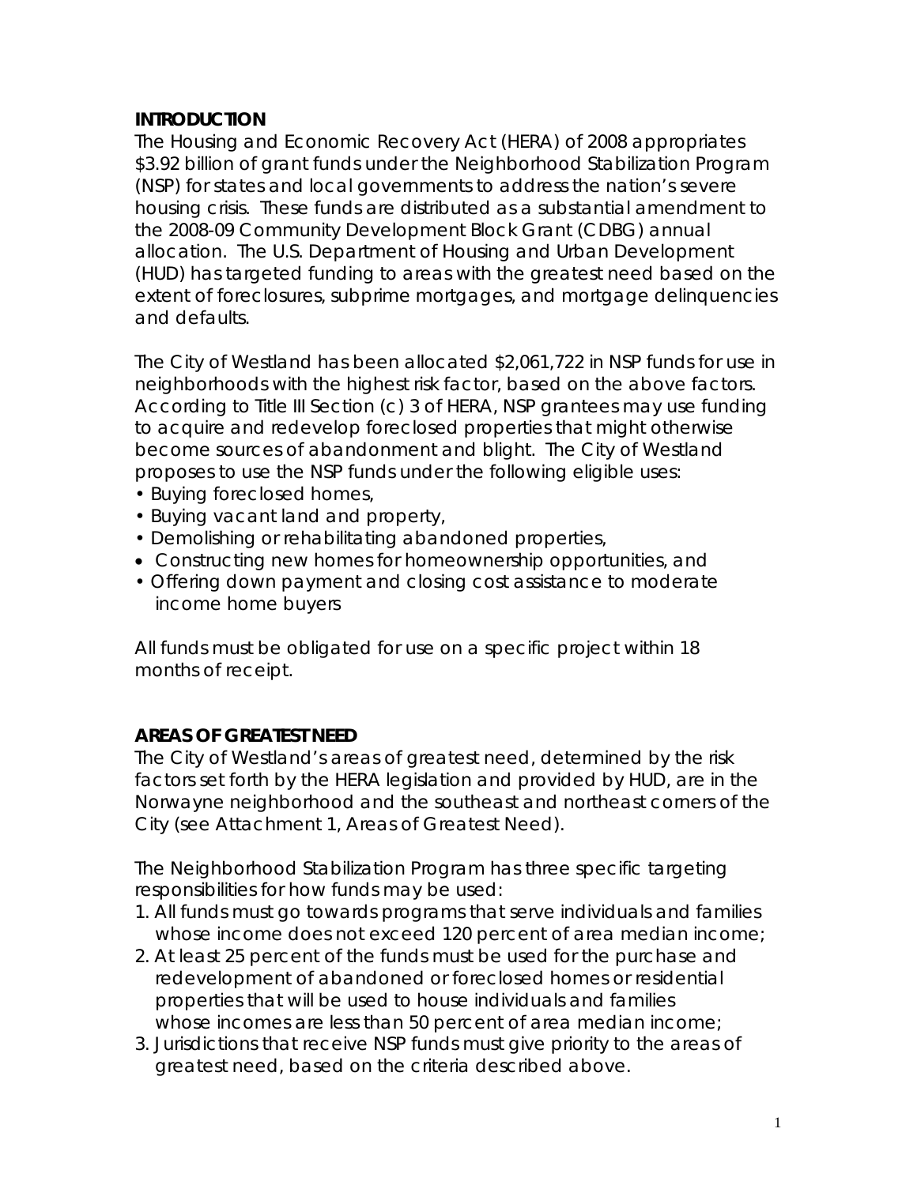## INTRODUCTION

The Housing and Economic Recovery Act (HERA) of 2008 appropriates $3.92 billion of grant funds under the Neighborhood Stabilization Program (NSP) for states and local governments to address the nation's severe housing crisis. These funds are distributed as a substantial amendment to the 2008-09 Community Development Block Grant (CDBG) annual allocation. The U.S. Department of Housing and Urban Development (HUD) has targeted funding to areas with the greatest need based on the extent of foreclosures, subprime mortgages, and mortgage delinquencies and defaults.

The City of Westland has been allocated $2,061,722 in NSP funds for use in neighborhoods with the highest risk factor, based on the above factors. According to Title III Section (c) 3 of HERA, NSP grantees may use funding to acquire and redevelop foreclosed properties that might otherwise become sources of abandonment and blight. The City of Westland proposes to use the NSP funds under the following eligible uses:

- Buying foreclosed homes,
- Buying vacant land and property,
- Demolishing or rehabilitating abandoned properties,
- Constructing new homes for homeownership opportunities, and
- Offering down payment and closing cost assistance to moderate income home buyers

All funds must be obligated for use on a specific project within 18 months of receipt.

## AREAS OF GREATEST NEED

The City of Westland's areas of greatest need, determined by the risk factors set forth by the HERA legislation and provided by HUD, are in the Norwayne neighborhood and the southeast and northeast corners of the City (see Attachment 1, Areas of Greatest Need).

The Neighborhood Stabilization Program has three specific targeting responsibilities for how funds may be used:

1. All funds must go towards programs that serve individuals and families whose income does not exceed 120 percent of area median income;
2. At least 25 percent of the funds must be used for the purchase and redevelopment of abandoned or foreclosed homes or residential properties that will be used to house individuals and families whose incomes are less than 50 percent of area median income;
3. Jurisdictions that receive NSP funds must give priority to the areas of greatest need, based on the criteria described above.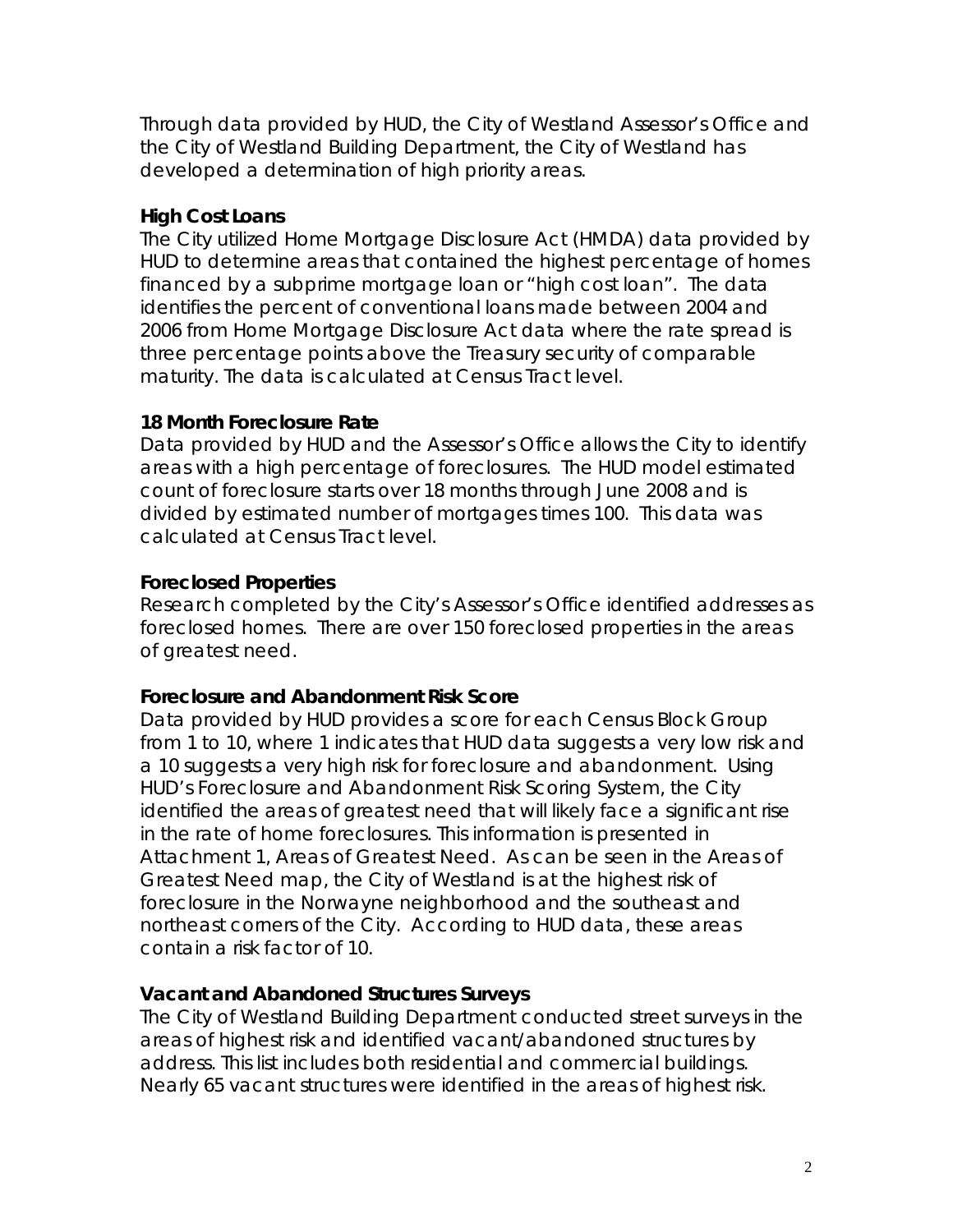Through data provided by HUD, the City of Westland Assessor's Office and the City of Westland Building Department, the City of Westland has developed a determination of high priority areas.

**High Cost Loans**

The City utilized Home Mortgage Disclosure Act (HMDA) data provided by HUD to determine areas that contained the highest percentage of homes financed by a subprime mortgage loan or "high cost loan". The data identifies the percent of conventional loans made between 2004 and 2006 from Home Mortgage Disclosure Act data where the rate spread is three percentage points above the Treasury security of comparable maturity. The data is calculated at Census Tract level.

**18 Month Foreclosure Rate**

Data provided by HUD and the Assessor's Office allows the City to identify areas with a high percentage of foreclosures. The HUD model estimated count of foreclosure starts over 18 months through June 2008 and is divided by estimated number of mortgages times 100. This data was calculated at Census Tract level.

**Foreclosed Properties**

Research completed by the City's Assessor's Office identified addresses as foreclosed homes. There are over 150 foreclosed properties in the areas of greatest need.

**Foreclosure and Abandonment Risk Score**

Data provided by HUD provides a score for each Census Block Group from 1 to 10, where 1 indicates that HUD data suggests a very low risk and a 10 suggests a very high risk for foreclosure and abandonment. Using HUD's Foreclosure and Abandonment Risk Scoring System, the City identified the areas of greatest need that will likely face a significant rise in the rate of home foreclosures. This information is presented in Attachment 1, Areas of Greatest Need. As can be seen in the Areas of Greatest Need map, the City of Westland is at the highest risk of foreclosure in the Norwayne neighborhood and the southeast and northeast corners of the City. According to HUD data, these areas contain a risk factor of 10.

**Vacant and Abandoned Structures Surveys**

The City of Westland Building Department conducted street surveys in the areas of highest risk and identified vacant/abandoned structures by address. This list includes both residential and commercial buildings. Nearly 65 vacant structures were identified in the areas of highest risk.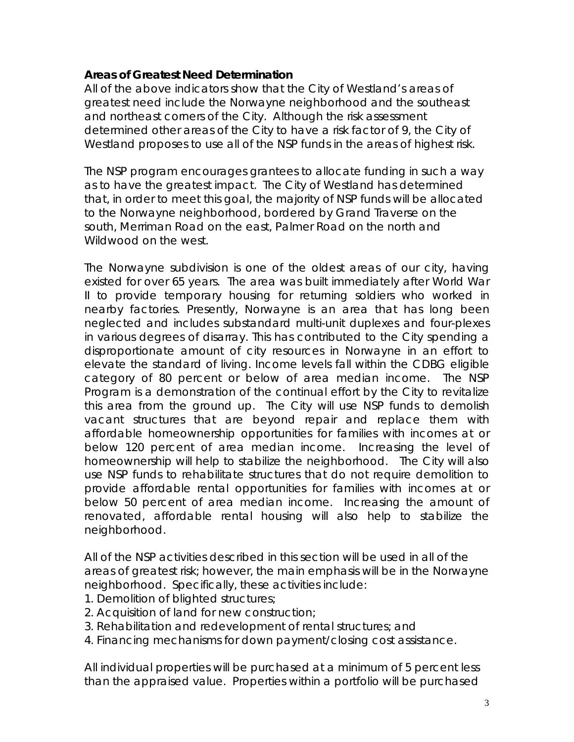**Areas of Greatest Need Determination**

All of the above indicators show that the City of Westland's areas of greatest need include the Norwayne neighborhood and the southeast and northeast corners of the City. Although the risk assessment determined other areas of the City to have a risk factor of 9, the City of Westland proposes to use all of the NSP funds in the areas of highest risk.

The NSP program encourages grantees to allocate funding in such a way as to have the greatest impact. The City of Westland has determined that, in order to meet this goal, the majority of NSP funds will be allocated to the Norwayne neighborhood, bordered by Grand Traverse on the south, Merriman Road on the east, Palmer Road on the north and Wildwood on the west.

The Norwayne subdivision is one of the oldest areas of our city, having existed for over 65 years. The area was built immediately after World War II to provide temporary housing for returning soldiers who worked in nearby factories. Presently, Norwayne is an area that has long been neglected and includes substandard multi-unit duplexes and four-plexes in various degrees of disarray. This has contributed to the City spending a disproportionate amount of city resources in Norwayne in an effort to elevate the standard of living. Income levels fall within the CDBG eligible category of 80 percent or below of area median income. The NSP Program is a demonstration of the continual effort by the City to revitalize this area from the ground up. The City will use NSP funds to demolish vacant structures that are beyond repair and replace them with affordable homeownership opportunities for families with incomes at or below 120 percent of area median income. Increasing the level of homeownership will help to stabilize the neighborhood. The City will also use NSP funds to rehabilitate structures that do not require demolition to provide affordable rental opportunities for families with incomes at or below 50 percent of area median income. Increasing the amount of renovated, affordable rental housing will also help to stabilize the neighborhood.

All of the NSP activities described in this section will be used in all of the areas of greatest risk; however, the main emphasis will be in the Norwayne neighborhood. Specifically, these activities include:

1. Demolition of blighted structures;
2. Acquisition of land for new construction;
3. Rehabilitation and redevelopment of rental structures; and
4. Financing mechanisms for down payment/closing cost assistance.

All individual properties will be purchased at a minimum of 5 percent less than the appraised value. Properties within a portfolio will be purchased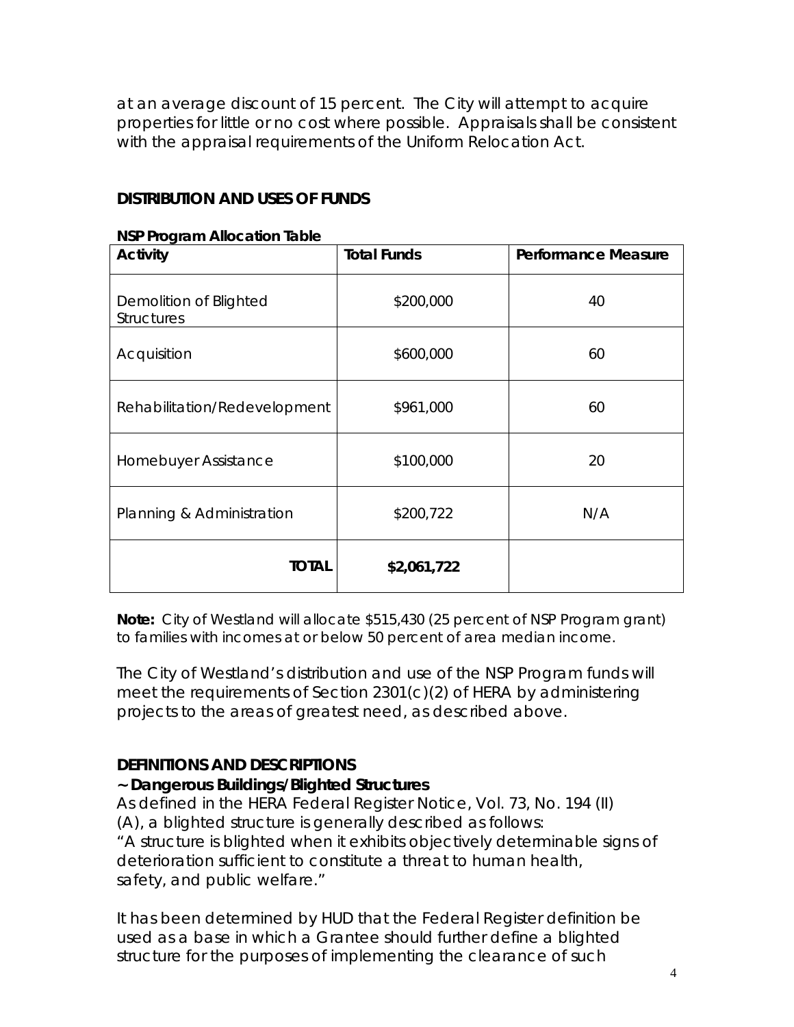at an average discount of 15 percent. The City will attempt to acquire properties for little or no cost where possible. Appraisals shall be consistent with the appraisal requirements of the Uniform Relocation Act.

## DISTRIBUTION AND USES OF FUNDS

**NSP Program Allocation Table**

| Activity | Total Funds | Performance Measure |
|---|---|---|
| Demolition of Blighted Structures | \$200,000 | 40 |
| Acquisition | \$600,000 | 60 |
| Rehabilitation/Redevelopment | \$961,000 | 60 |
| Homebuyer Assistance | \$100,000 | 20 |
| Planning & Administration | \$200,722 | N/A |
| **TOTAL** | **\$2,061,722** | |

**Note:** City of Westland will allocate \$515,430 (25 percent of NSP Program grant) to families with incomes at or below 50 percent of area median income.

The City of Westland's distribution and use of the NSP Program funds will meet the requirements of Section 2301(c)(2) of HERA by administering projects to the areas of greatest need, as described above.

## DEFINITIONS AND DESCRIPTIONS

**~ Dangerous Buildings/Blighted Structures**

As defined in the HERA Federal Register Notice, Vol. 73, No. 194 (II) (A), a blighted structure is generally described as follows:
"A structure is blighted when it exhibits objectively determinable signs of deterioration sufficient to constitute a threat to human health, safety, and public welfare."

It has been determined by HUD that the Federal Register definition be used as a base in which a Grantee should further define a blighted structure for the purposes of implementing the clearance of such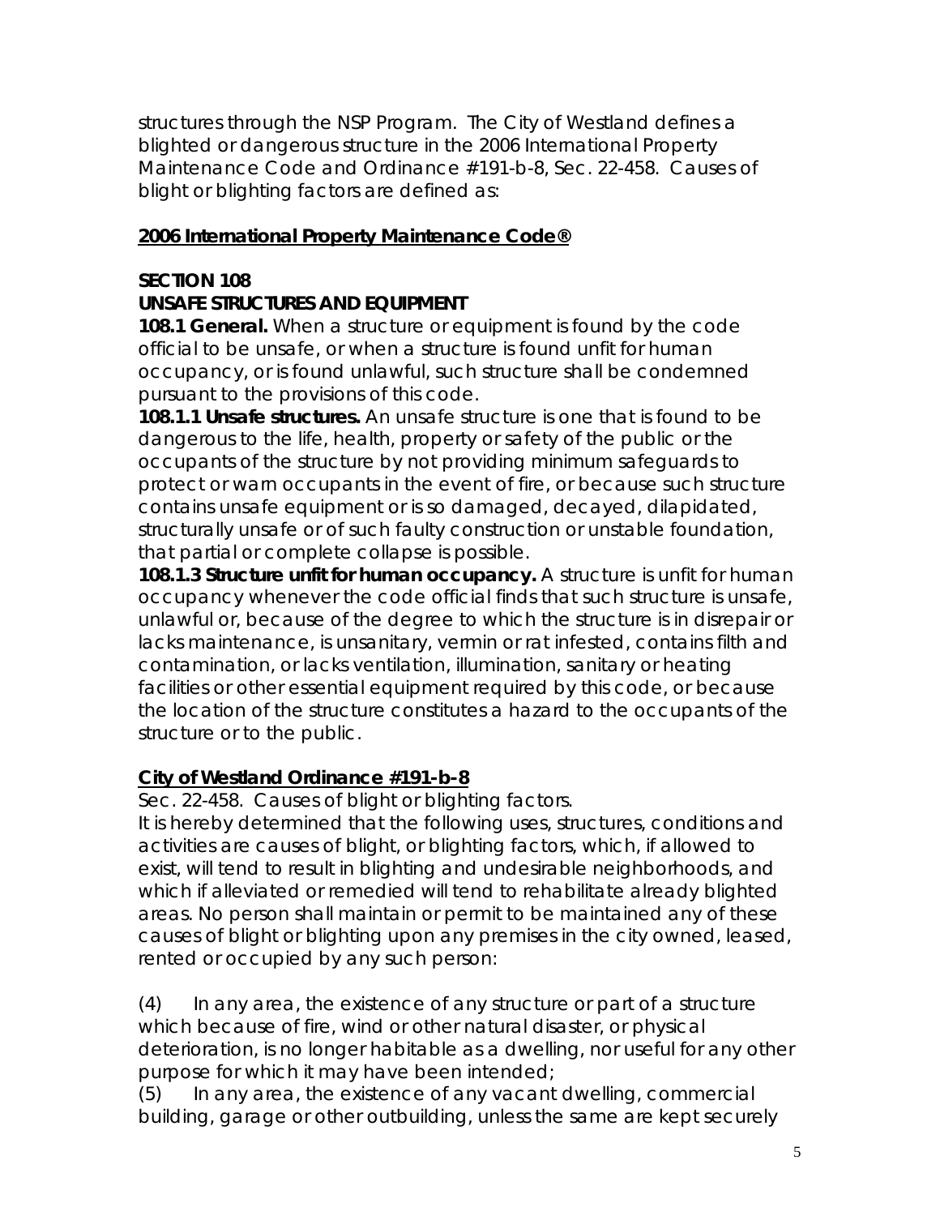structures through the NSP Program. The City of Westland defines a blighted or dangerous structure in the 2006 International Property Maintenance Code and Ordinance #191-b-8, Sec. 22-458. Causes of blight or blighting factors are defined as:

**2006 International Property Maintenance Code®**

**SECTION 108**

**UNSAFE STRUCTURES AND EQUIPMENT**

**108.1 General.** When a structure or equipment is found by the code official to be unsafe, or when a structure is found unfit for human occupancy, or is found unlawful, such structure shall be condemned pursuant to the provisions of this code.

**108.1.1 Unsafe structures.** An unsafe structure is one that is found to be dangerous to the life, health, property or safety of the public or the occupants of the structure by not providing minimum safeguards to protect or warn occupants in the event of fire, or because such structure contains unsafe equipment or is so damaged, decayed, dilapidated, structurally unsafe or of such faulty construction or unstable foundation, that partial or complete collapse is possible.

**108.1.3 Structure unfit for human occupancy.** A structure is unfit for human occupancy whenever the code official finds that such structure is unsafe, unlawful or, because of the degree to which the structure is in disrepair or lacks maintenance, is unsanitary, vermin or rat infested, contains filth and contamination, or lacks ventilation, illumination, sanitary or heating facilities or other essential equipment required by this code, or because the location of the structure constitutes a hazard to the occupants of the structure or to the public.

**City of Westland Ordinance #191-b-8**

Sec. 22-458. Causes of blight or blighting factors.

It is hereby determined that the following uses, structures, conditions and activities are causes of blight, or blighting factors, which, if allowed to exist, will tend to result in blighting and undesirable neighborhoods, and which if alleviated or remedied will tend to rehabilitate already blighted areas. No person shall maintain or permit to be maintained any of these causes of blight or blighting upon any premises in the city owned, leased, rented or occupied by any such person:

(4) In any area, the existence of any structure or part of a structure which because of fire, wind or other natural disaster, or physical deterioration, is no longer habitable as a dwelling, nor useful for any other purpose for which it may have been intended;

(5) In any area, the existence of any vacant dwelling, commercial building, garage or other outbuilding, unless the same are kept securely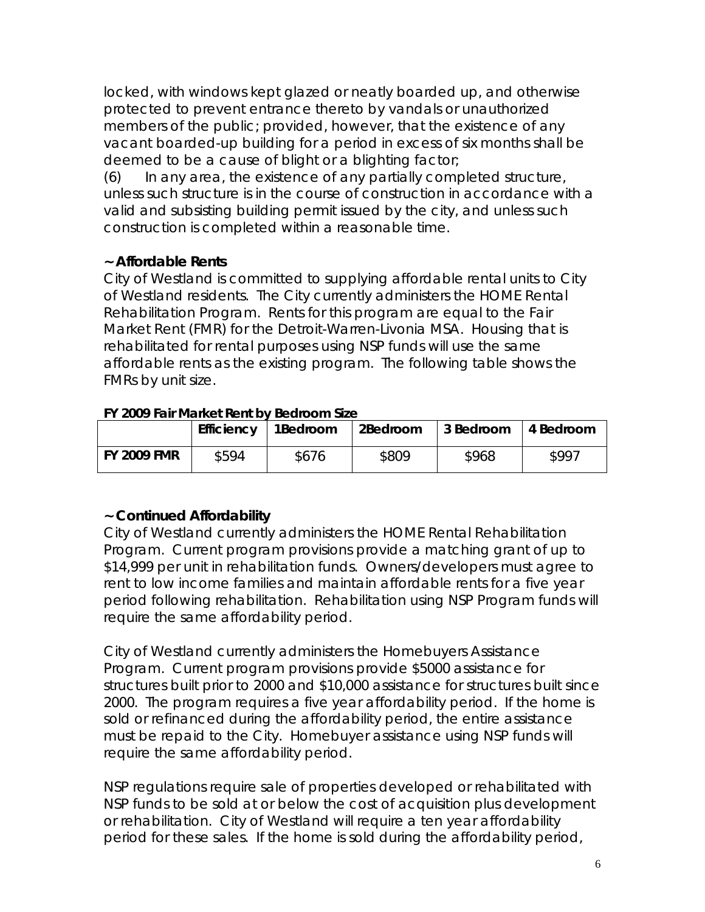locked, with windows kept glazed or neatly boarded up, and otherwise protected to prevent entrance thereto by vandals or unauthorized members of the public; provided, however, that the existence of any vacant boarded-up building for a period in excess of six months shall be deemed to be a cause of blight or a blighting factor;

(6) In any area, the existence of any partially completed structure, unless such structure is in the course of construction in accordance with a valid and subsisting building permit issued by the city, and unless such construction is completed within a reasonable time.

**~ Affordable Rents**

City of Westland is committed to supplying affordable rental units to City of Westland residents. The City currently administers the HOME Rental Rehabilitation Program. Rents for this program are equal to the Fair Market Rent (FMR) for the Detroit-Warren-Livonia MSA. Housing that is rehabilitated for rental purposes using NSP funds will use the same affordable rents as the existing program. The following table shows the FMRs by unit size.

**FY 2009 Fair Market Rent by Bedroom Size**

| | Efficiency | 1Bedroom | 2Bedroom | 3 Bedroom | 4 Bedroom |
|---|---|---|---|---|---|
| **FY 2009 FMR** | \$594 | \$676 | \$809 | \$968 | \$997 |

**~ Continued Affordability**

City of Westland currently administers the HOME Rental Rehabilitation Program. Current program provisions provide a matching grant of up to \$14,999 per unit in rehabilitation funds. Owners/developers must agree to rent to low income families and maintain affordable rents for a five year period following rehabilitation. Rehabilitation using NSP Program funds will require the same affordability period.

City of Westland currently administers the Homebuyers Assistance Program. Current program provisions provide \$5000 assistance for structures built prior to 2000 and \$10,000 assistance for structures built since 2000. The program requires a five year affordability period. If the home is sold or refinanced during the affordability period, the entire assistance must be repaid to the City. Homebuyer assistance using NSP funds will require the same affordability period.

NSP regulations require sale of properties developed or rehabilitated with NSP funds to be sold at or below the cost of acquisition plus development or rehabilitation. City of Westland will require a ten year affordability period for these sales. If the home is sold during the affordability period,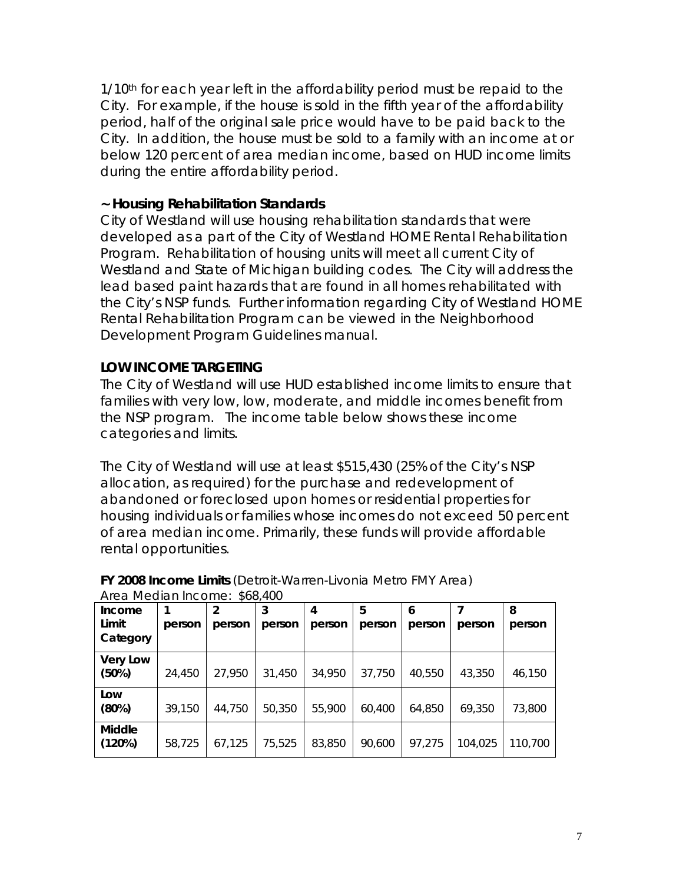1/10th for each year left in the affordability period must be repaid to the City. For example, if the house is sold in the fifth year of the affordability period, half of the original sale price would have to be paid back to the City. In addition, the house must be sold to a family with an income at or below 120 percent of area median income, based on HUD income limits during the entire affordability period.

**~ Housing Rehabilitation Standards**

City of Westland will use housing rehabilitation standards that were developed as a part of the City of Westland HOME Rental Rehabilitation Program. Rehabilitation of housing units will meet all current City of Westland and State of Michigan building codes. The City will address the lead based paint hazards that are found in all homes rehabilitated with the City's NSP funds. Further information regarding City of Westland HOME Rental Rehabilitation Program can be viewed in the Neighborhood Development Program Guidelines manual.

## LOW INCOME TARGETING

The City of Westland will use HUD established income limits to ensure that families with very low, low, moderate, and middle incomes benefit from the NSP program. The income table below shows these income categories and limits.

The City of Westland will use at least $515,430 (25% of the City's NSP allocation, as required) for the purchase and redevelopment of abandoned or foreclosed upon homes or residential properties for housing individuals or families whose incomes do not exceed 50 percent of area median income. Primarily, these funds will provide affordable rental opportunities.

**FY 2008 Income Limits** (Detroit-Warren-Livonia Metro FMY Area)
Area Median Income: $68,400

| Income Limit Category | 1 person | 2 person | 3 person | 4 person | 5 person | 6 person | 7 person | 8 person |
|---|---|---|---|---|---|---|---|---|
| **Very Low (50%)** | 24,450 | 27,950 | 31,450 | 34,950 | 37,750 | 40,550 | 43,350 | 46,150 |
| **Low (80%)** | 39,150 | 44,750 | 50,350 | 55,900 | 60,400 | 64,850 | 69,350 | 73,800 |
| **Middle (120%)** | 58,725 | 67,125 | 75,525 | 83,850 | 90,600 | 97,275 | 104,025 | 110,700 |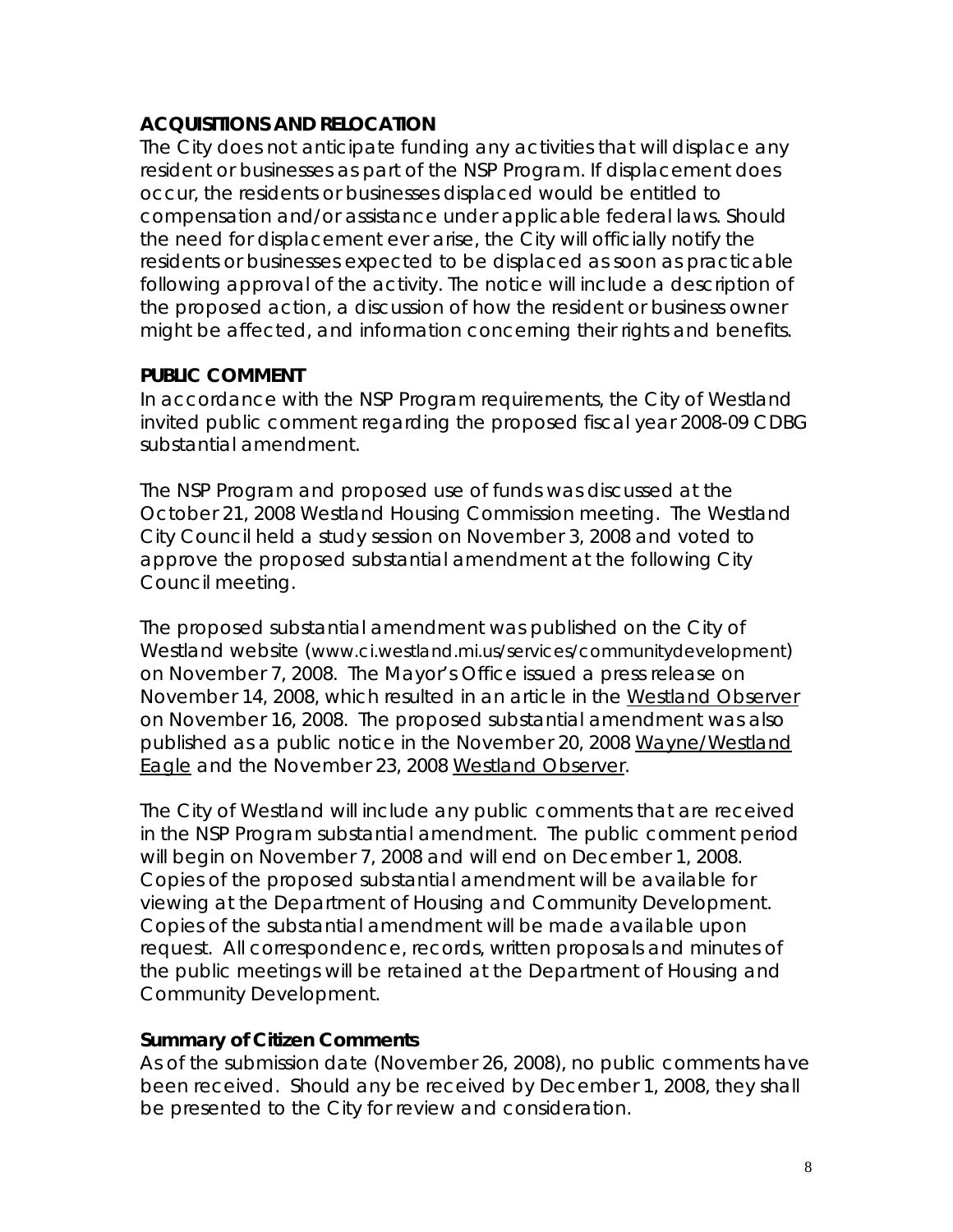## ACQUISITIONS AND RELOCATION

The City does not anticipate funding any activities that will displace any resident or businesses as part of the NSP Program. If displacement does occur, the residents or businesses displaced would be entitled to compensation and/or assistance under applicable federal laws. Should the need for displacement ever arise, the City will officially notify the residents or businesses expected to be displaced as soon as practicable following approval of the activity. The notice will include a description of the proposed action, a discussion of how the resident or business owner might be affected, and information concerning their rights and benefits.

## PUBLIC COMMENT

In accordance with the NSP Program requirements, the City of Westland invited public comment regarding the proposed fiscal year 2008-09 CDBG substantial amendment.

The NSP Program and proposed use of funds was discussed at the October 21, 2008 Westland Housing Commission meeting. The Westland City Council held a study session on November 3, 2008 and voted to approve the proposed substantial amendment at the following City Council meeting.

The proposed substantial amendment was published on the City of Westland website (www.ci.westland.mi.us/services/communitydevelopment) on November 7, 2008. The Mayor's Office issued a press release on November 14, 2008, which resulted in an article in the Westland Observer on November 16, 2008. The proposed substantial amendment was also published as a public notice in the November 20, 2008 Wayne/Westland Eagle and the November 23, 2008 Westland Observer.

The City of Westland will include any public comments that are received in the NSP Program substantial amendment. The public comment period will begin on November 7, 2008 and will end on December 1, 2008. Copies of the proposed substantial amendment will be available for viewing at the Department of Housing and Community Development. Copies of the substantial amendment will be made available upon request. All correspondence, records, written proposals and minutes of the public meetings will be retained at the Department of Housing and Community Development.

### Summary of Citizen Comments

As of the submission date (November 26, 2008), no public comments have been received. Should any be received by December 1, 2008, they shall be presented to the City for review and consideration.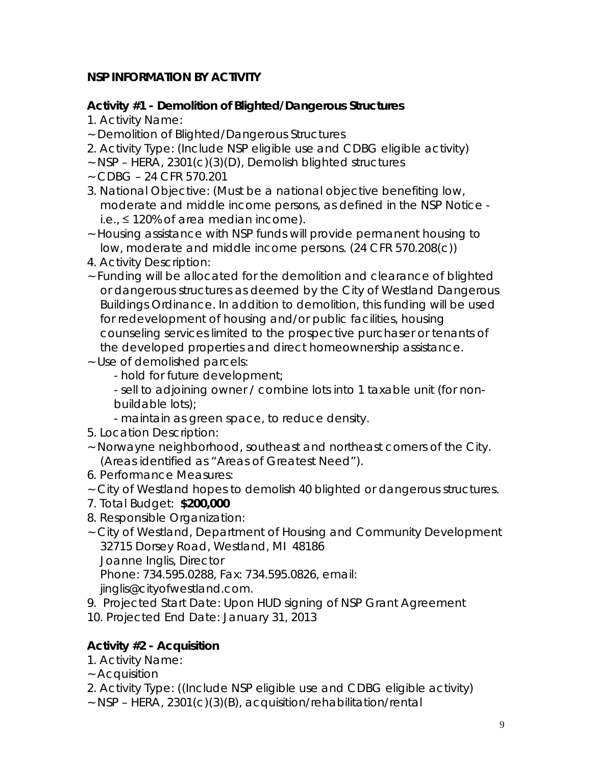**NSP INFORMATION BY ACTIVITY**

**Activity #1 - Demolition of Blighted/Dangerous Structures**

1. Activity Name:

~ Demolition of Blighted/Dangerous Structures

2. Activity Type: (Include NSP eligible use and CDBG eligible activity)

~ NSP – HERA, 2301(c)(3)(D), Demolish blighted structures

~ CDBG – 24 CFR 570.201

3. National Objective: (Must be a national objective benefiting low, moderate and middle income persons, as defined in the NSP Notice - i.e., ≤ 120% of area median income).

~ Housing assistance with NSP funds will provide permanent housing to low, moderate and middle income persons. (24 CFR 570.208(c))

4. Activity Description:

~ Funding will be allocated for the demolition and clearance of blighted or dangerous structures as deemed by the City of Westland Dangerous Buildings Ordinance. In addition to demolition, this funding will be used for redevelopment of housing and/or public facilities, housing counseling services limited to the prospective purchaser or tenants of the developed properties and direct homeownership assistance.

~ Use of demolished parcels:

- hold for future development;
- sell to adjoining owner / combine lots into 1 taxable unit (for non-buildable lots);
- maintain as green space, to reduce density.

5. Location Description:

~ Norwayne neighborhood, southeast and northeast corners of the City. (Areas identified as "Areas of Greatest Need").

6. Performance Measures:

~ City of Westland hopes to demolish 40 blighted or dangerous structures.

7. Total Budget: **$200,000**

8. Responsible Organization:

~ City of Westland, Department of Housing and Community Development
32715 Dorsey Road, Westland, MI 48186
Joanne Inglis, Director
Phone: 734.595.0288, Fax: 734.595.0826, email: jinglis@cityofwestland.com.

9. Projected Start Date: Upon HUD signing of NSP Grant Agreement

10. Projected End Date: January 31, 2013

**Activity #2 - Acquisition**

1. Activity Name:

~ Acquisition

2. Activity Type: ((Include NSP eligible use and CDBG eligible activity)

~ NSP – HERA, 2301(c)(3)(B), acquisition/rehabilitation/rental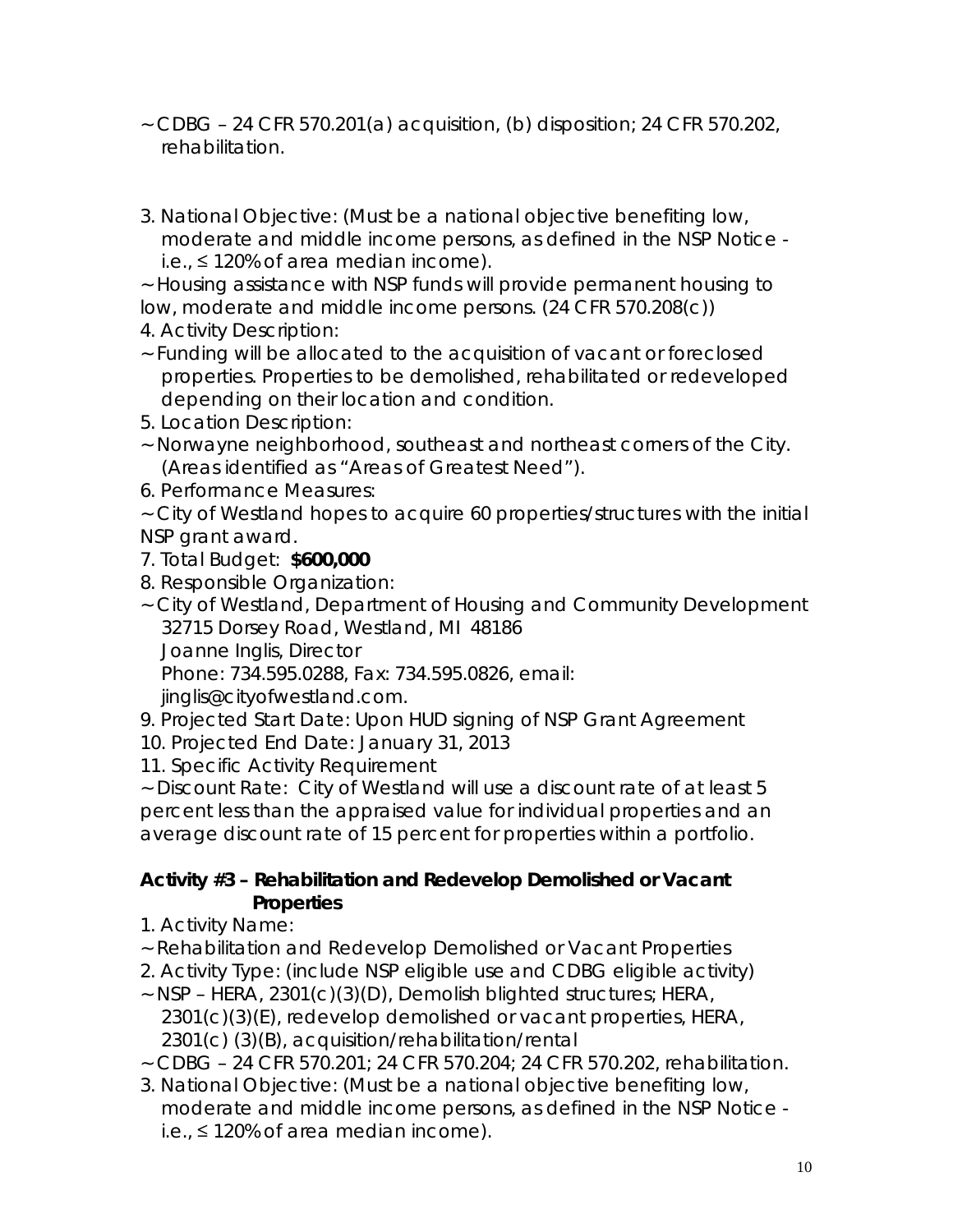~ CDBG – 24 CFR 570.201(a) acquisition, (b) disposition; 24 CFR 570.202, rehabilitation.

3. National Objective: (Must be a national objective benefiting low, moderate and middle income persons, as defined in the NSP Notice - i.e., ≤ 120% of area median income).

~ Housing assistance with NSP funds will provide permanent housing to low, moderate and middle income persons. (24 CFR 570.208(c))

4. Activity Description:

~ Funding will be allocated to the acquisition of vacant or foreclosed properties. Properties to be demolished, rehabilitated or redeveloped depending on their location and condition.

5. Location Description:

~ Norwayne neighborhood, southeast and northeast corners of the City. (Areas identified as "Areas of Greatest Need").

6. Performance Measures:

~ City of Westland hopes to acquire 60 properties/structures with the initial NSP grant award.

7. Total Budget: **$600,000**

8. Responsible Organization:

~ City of Westland, Department of Housing and Community Development
32715 Dorsey Road, Westland, MI 48186
Joanne Inglis, Director
Phone: 734.595.0288, Fax: 734.595.0826, email: jinglis@cityofwestland.com.

9. Projected Start Date: Upon HUD signing of NSP Grant Agreement

10. Projected End Date: January 31, 2013

11. Specific Activity Requirement

~ Discount Rate: City of Westland will use a discount rate of at least 5 percent less than the appraised value for individual properties and an average discount rate of 15 percent for properties within a portfolio.

**Activity #3 – Rehabilitation and Redevelop Demolished or Vacant Properties**

1. Activity Name:

~ Rehabilitation and Redevelop Demolished or Vacant Properties

2. Activity Type: (include NSP eligible use and CDBG eligible activity)

~ NSP – HERA, 2301(c)(3)(D), Demolish blighted structures; HERA, 2301(c)(3)(E), redevelop demolished or vacant properties, HERA, 2301(c) (3)(B), acquisition/rehabilitation/rental

~ CDBG – 24 CFR 570.201; 24 CFR 570.204; 24 CFR 570.202, rehabilitation.

3. National Objective: (Must be a national objective benefiting low, moderate and middle income persons, as defined in the NSP Notice - i.e., ≤ 120% of area median income).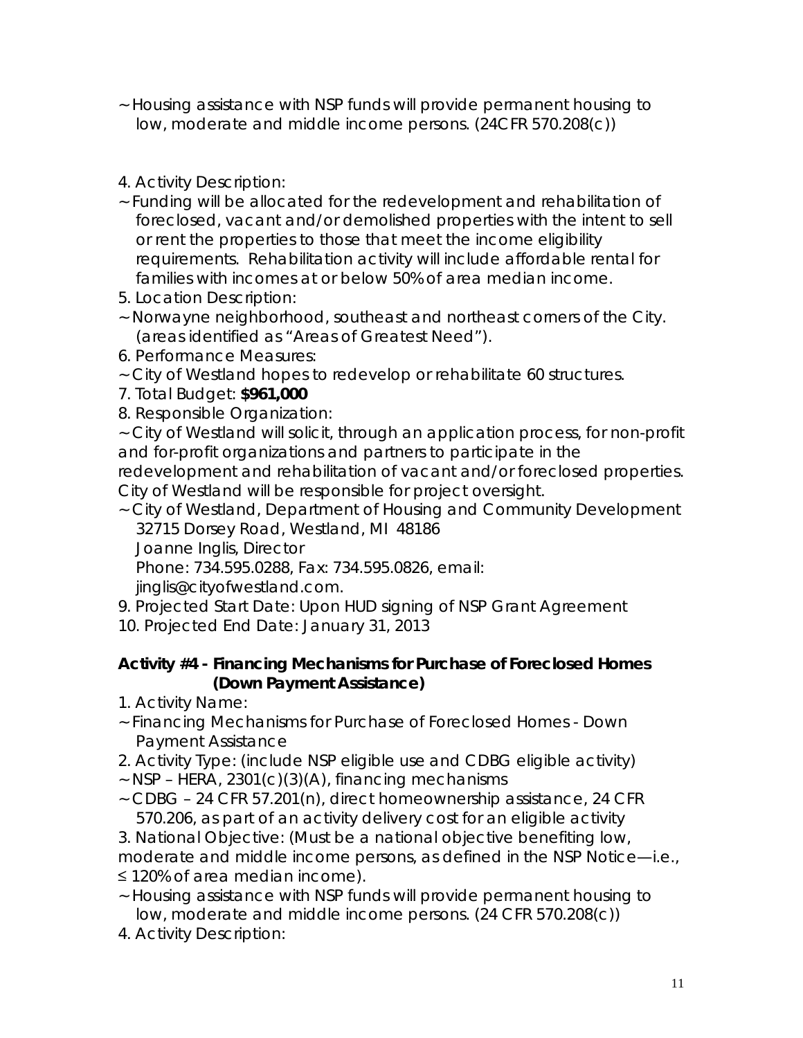~ Housing assistance with NSP funds will provide permanent housing to low, moderate and middle income persons. (24CFR 570.208(c))

4. Activity Description:

~ Funding will be allocated for the redevelopment and rehabilitation of foreclosed, vacant and/or demolished properties with the intent to sell or rent the properties to those that meet the income eligibility requirements. Rehabilitation activity will include affordable rental for families with incomes at or below 50% of area median income.

5. Location Description:

~ Norwayne neighborhood, southeast and northeast corners of the City. (areas identified as "Areas of Greatest Need").

6. Performance Measures:

~ City of Westland hopes to redevelop or rehabilitate 60 structures.

7. Total Budget: **$961,000**

8. Responsible Organization:

~ City of Westland will solicit, through an application process, for non-profit and for-profit organizations and partners to participate in the redevelopment and rehabilitation of vacant and/or foreclosed properties. City of Westland will be responsible for project oversight.

~ City of Westland, Department of Housing and Community Development
32715 Dorsey Road, Westland, MI 48186
Joanne Inglis, Director
Phone: 734.595.0288, Fax: 734.595.0826, email: jinglis@cityofwestland.com.

9. Projected Start Date: Upon HUD signing of NSP Grant Agreement

10. Projected End Date: January 31, 2013

**Activity #4 - Financing Mechanisms for Purchase of Foreclosed Homes (Down Payment Assistance)**

1. Activity Name:

~ Financing Mechanisms for Purchase of Foreclosed Homes - Down Payment Assistance

2. Activity Type: (include NSP eligible use and CDBG eligible activity)

~ NSP – HERA, 2301(c)(3)(A), financing mechanisms

~ CDBG – 24 CFR 57.201(n), direct homeownership assistance, 24 CFR 570.206, as part of an activity delivery cost for an eligible activity

3. National Objective: (Must be a national objective benefiting low, moderate and middle income persons, as defined in the NSP Notice—i.e., ≤ 120% of area median income).

~ Housing assistance with NSP funds will provide permanent housing to low, moderate and middle income persons. (24 CFR 570.208(c))

4. Activity Description: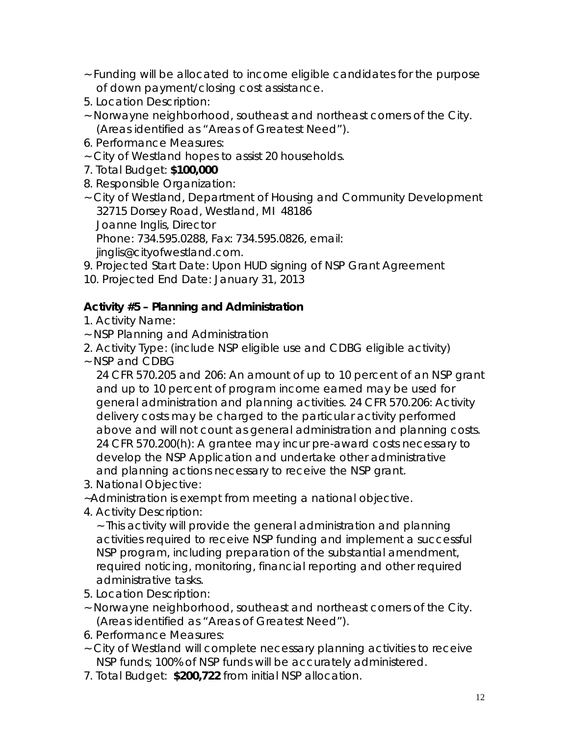~ Funding will be allocated to income eligible candidates for the purpose of down payment/closing cost assistance.

5. Location Description:

~ Norwayne neighborhood, southeast and northeast corners of the City. (Areas identified as "Areas of Greatest Need").

6. Performance Measures:

~ City of Westland hopes to assist 20 households.

7. Total Budget: **$100,000**

8. Responsible Organization:

~ City of Westland, Department of Housing and Community Development
32715 Dorsey Road, Westland, MI 48186
Joanne Inglis, Director
Phone: 734.595.0288, Fax: 734.595.0826, email: jinglis@cityofwestland.com.

9. Projected Start Date: Upon HUD signing of NSP Grant Agreement

10. Projected End Date: January 31, 2013

**Activity #5 – Planning and Administration**

1. Activity Name:

~ NSP Planning and Administration

2. Activity Type: (include NSP eligible use and CDBG eligible activity)

~ NSP and CDBG

24 CFR 570.205 and 206: An amount of up to 10 percent of an NSP grant and up to 10 percent of program income earned may be used for general administration and planning activities. 24 CFR 570.206: Activity delivery costs may be charged to the particular activity performed above and will not count as general administration and planning costs. 24 CFR 570.200(h): A grantee may incur pre-award costs necessary to develop the NSP Application and undertake other administrative and planning actions necessary to receive the NSP grant.

3. National Objective:

~Administration is exempt from meeting a national objective.

4. Activity Description:

~ This activity will provide the general administration and planning activities required to receive NSP funding and implement a successful NSP program, including preparation of the substantial amendment, required noticing, monitoring, financial reporting and other required administrative tasks.

5. Location Description:

~ Norwayne neighborhood, southeast and northeast corners of the City. (Areas identified as "Areas of Greatest Need").

6. Performance Measures:

~ City of Westland will complete necessary planning activities to receive NSP funds; 100% of NSP funds will be accurately administered.

7. Total Budget: **$200,722** from initial NSP allocation.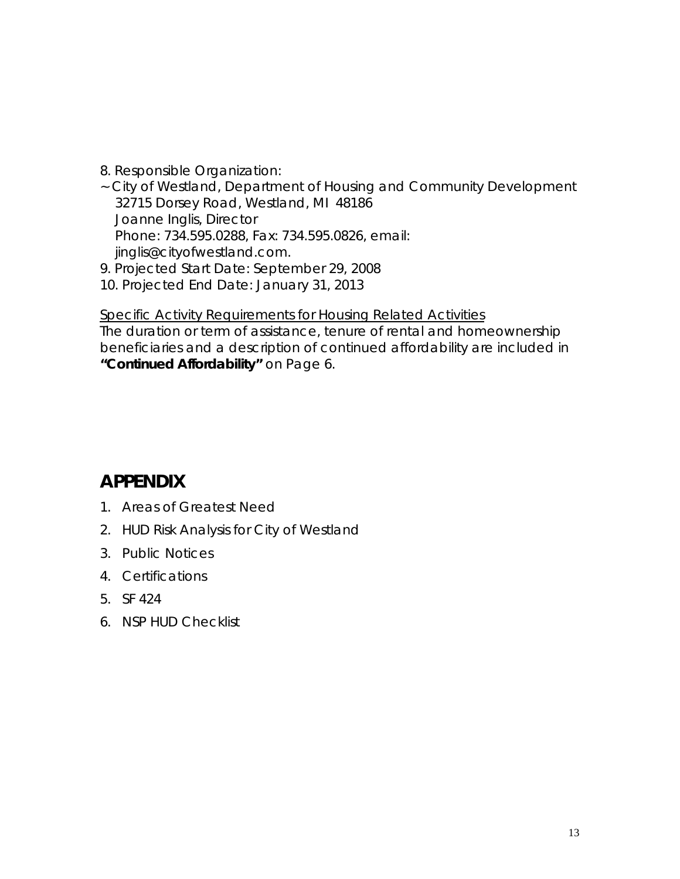8. Responsible Organization:

~ City of Westland, Department of Housing and Community Development
32715 Dorsey Road, Westland, MI 48186
Joanne Inglis, Director
Phone: 734.595.0288, Fax: 734.595.0826, email: jinglis@cityofwestland.com.

9. Projected Start Date: September 29, 2008

10. Projected End Date: January 31, 2013

<u>Specific Activity Requirements for Housing Related Activities</u>

The duration or term of assistance, tenure of rental and homeownership beneficiaries and a description of continued affordability are included in **"Continued Affordability"** on Page 6.

## APPENDIX

1. Areas of Greatest Need
2. HUD Risk Analysis for City of Westland
3. Public Notices
4. Certifications
5. SF 424
6. NSP HUD Checklist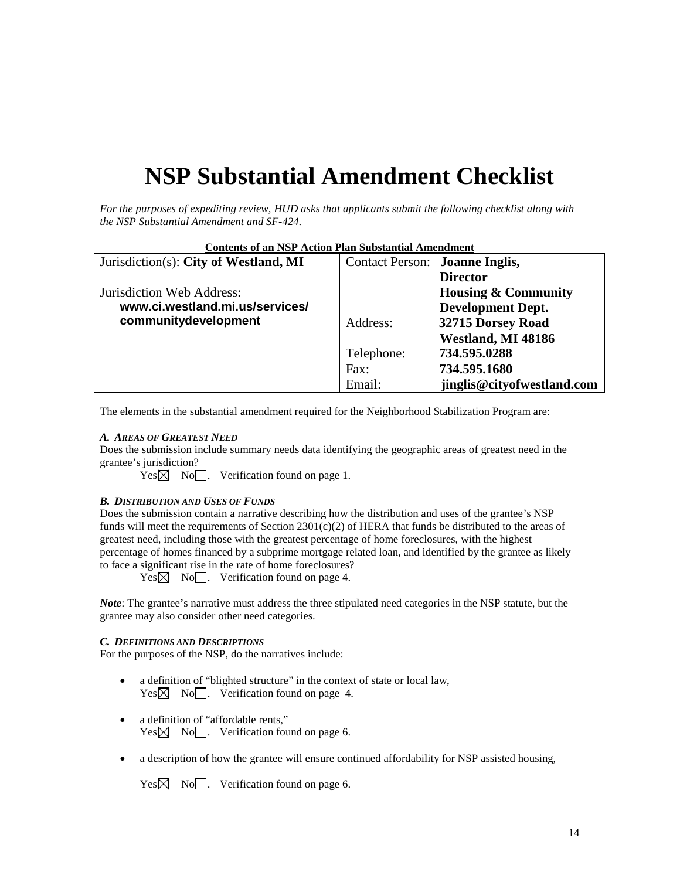# NSP Substantial Amendment Checklist

*For the purposes of expediting review, HUD asks that applicants submit the following checklist along with the NSP Substantial Amendment and SF-424.*

**Contents of an NSP Action Plan Substantial Amendment**

| Jurisdiction(s): **City of Westland, MI**<br><br>Jurisdiction Web Address:<br>**www.ci.westland.mi.us/services/communitydevelopment** | Contact Person: **Joanne Inglis, Director Housing & Community Development Dept.**<br>Address: **32715 Dorsey Road Westland, MI 48186**<br>Telephone: **734.595.0288**<br>Fax: **734.595.1680**<br>Email: **jinglis@cityofwestland.com** |
|---|---|

The elements in the substantial amendment required for the Neighborhood Stabilization Program are:

***A. Areas of Greatest Need***

Does the submission include summary needs data identifying the geographic areas of greatest need in the grantee's jurisdiction?

Yes ☒ No ☐. Verification found on page 1.

***B. Distribution and Uses of Funds***

Does the submission contain a narrative describing how the distribution and uses of the grantee's NSP funds will meet the requirements of Section 2301(c)(2) of HERA that funds be distributed to the areas of greatest need, including those with the greatest percentage of home foreclosures, with the highest percentage of homes financed by a subprime mortgage related loan, and identified by the grantee as likely to face a significant rise in the rate of home foreclosures?

Yes ☒ No ☐. Verification found on page 4.

***Note***: The grantee's narrative must address the three stipulated need categories in the NSP statute, but the grantee may also consider other need categories.

***C. Definitions and Descriptions***

For the purposes of the NSP, do the narratives include:

- a definition of "blighted structure" in the context of state or local law,
  Yes ☒ No ☐. Verification found on page 4.
- a definition of "affordable rents,"
  Yes ☒ No ☐. Verification found on page 6.
- a description of how the grantee will ensure continued affordability for NSP assisted housing,

  Yes ☒ No ☐. Verification found on page 6.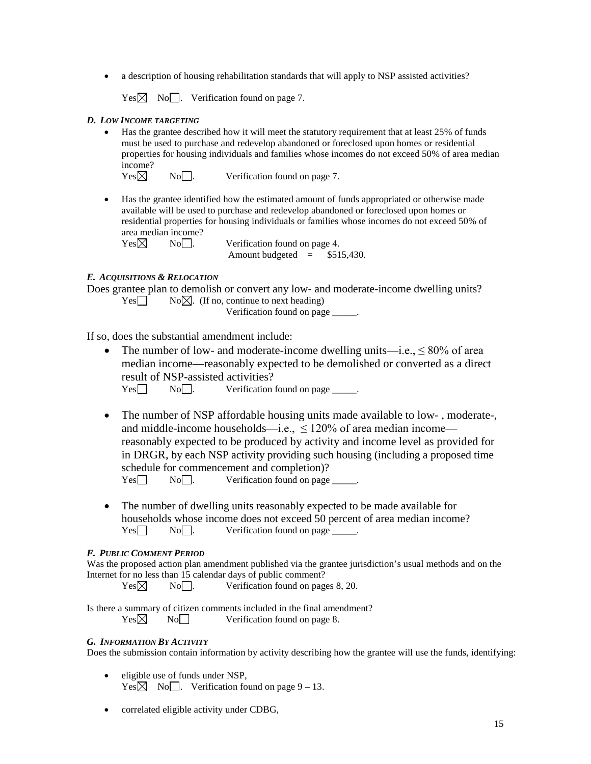- a description of housing rehabilitation standards that will apply to NSP assisted activities?

  Yes☒ No☐. Verification found on page 7.

### *D. LOW INCOME TARGETING*

- Has the grantee described how it will meet the statutory requirement that at least 25% of funds must be used to purchase and redevelop abandoned or foreclosed upon homes or residential properties for housing individuals and families whose incomes do not exceed 50% of area median income?

  Yes☒ No☐. Verification found on page 7.

- Has the grantee identified how the estimated amount of funds appropriated or otherwise made available will be used to purchase and redevelop abandoned or foreclosed upon homes or residential properties for housing individuals or families whose incomes do not exceed 50% of area median income?

  Yes☒ No☐. Verification found on page 4.
  Amount budgeted = $515,430.

### *E. ACQUISITIONS & RELOCATION*

Does grantee plan to demolish or convert any low- and moderate-income dwelling units?

Yes☐ No☒. (If no, continue to next heading)
Verification found on page _____.

If so, does the substantial amendment include:

- The number of low- and moderate-income dwelling units—i.e., ≤ 80% of area median income—reasonably expected to be demolished or converted as a direct result of NSP-assisted activities?

  Yes☐ No☐. Verification found on page _____.

- The number of NSP affordable housing units made available to low- , moderate-, and middle-income households—i.e., ≤ 120% of area median income—reasonably expected to be produced by activity and income level as provided for in DRGR, by each NSP activity providing such housing (including a proposed time schedule for commencement and completion)?

  Yes☐ No☐. Verification found on page _____.

- The number of dwelling units reasonably expected to be made available for households whose income does not exceed 50 percent of area median income?

  Yes☐ No☐. Verification found on page _____.

### *F. PUBLIC COMMENT PERIOD*

Was the proposed action plan amendment published via the grantee jurisdiction's usual methods and on the Internet for no less than 15 calendar days of public comment?

Yes☒ No☐. Verification found on pages 8, 20.

Is there a summary of citizen comments included in the final amendment?

Yes☒ No☐ Verification found on page 8.

### *G. INFORMATION BY ACTIVITY*

Does the submission contain information by activity describing how the grantee will use the funds, identifying:

- eligible use of funds under NSP,

  Yes☒ No☐. Verification found on page 9 – 13.

- correlated eligible activity under CDBG,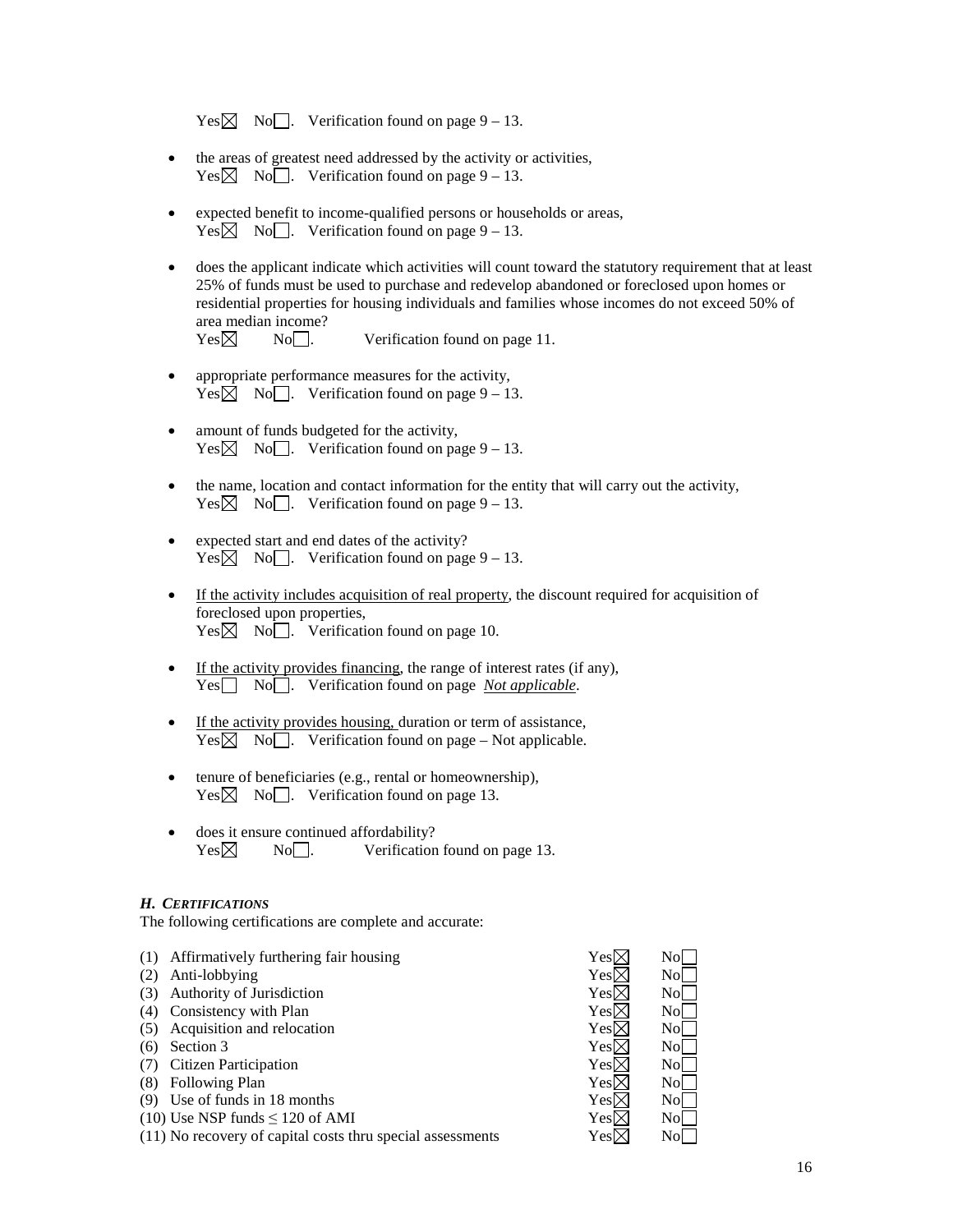Yes☒ No☐. Verification found on page 9 – 13.

- the areas of greatest need addressed by the activity or activities,
  Yes☒ No☐. Verification found on page 9 – 13.

- expected benefit to income-qualified persons or households or areas,
  Yes☒ No☐. Verification found on page 9 – 13.

- does the applicant indicate which activities will count toward the statutory requirement that at least 25% of funds must be used to purchase and redevelop abandoned or foreclosed upon homes or residential properties for housing individuals and families whose incomes do not exceed 50% of area median income?
  Yes☒ No☐. Verification found on page 11.

- appropriate performance measures for the activity,
  Yes☒ No☐. Verification found on page 9 – 13.

- amount of funds budgeted for the activity,
  Yes☒ No☐. Verification found on page 9 – 13.

- the name, location and contact information for the entity that will carry out the activity,
  Yes☒ No☐. Verification found on page 9 – 13.

- expected start and end dates of the activity?
  Yes☒ No☐. Verification found on page 9 – 13.

- If the activity includes acquisition of real property, the discount required for acquisition of foreclosed upon properties,
  Yes☒ No☐. Verification found on page 10.

- If the activity provides financing, the range of interest rates (if any),
  Yes☐ No☐. Verification found on page *Not applicable*.

- If the activity provides housing, duration or term of assistance,
  Yes☒ No☐. Verification found on page – Not applicable.

- tenure of beneficiaries (e.g., rental or homeownership),
  Yes☒ No☐. Verification found on page 13.

- does it ensure continued affordability?
  Yes☒ No☐. Verification found on page 13.

### *H. CERTIFICATIONS*

The following certifications are complete and accurate:

| Certification | | |
|---|---|---|
| (1) Affirmatively furthering fair housing | Yes☒ | No☐ |
| (2) Anti-lobbying | Yes☒ | No☐ |
| (3) Authority of Jurisdiction | Yes☒ | No☐ |
| (4) Consistency with Plan | Yes☒ | No☐ |
| (5) Acquisition and relocation | Yes☒ | No☐ |
| (6) Section 3 | Yes☒ | No☐ |
| (7) Citizen Participation | Yes☒ | No☐ |
| (8) Following Plan | Yes☒ | No☐ |
| (9) Use of funds in 18 months | Yes☒ | No☐ |
| (10) Use NSP funds ≤ 120 of AMI | Yes☒ | No☐ |
| (11) No recovery of capital costs thru special assessments | Yes☒ | No☐ |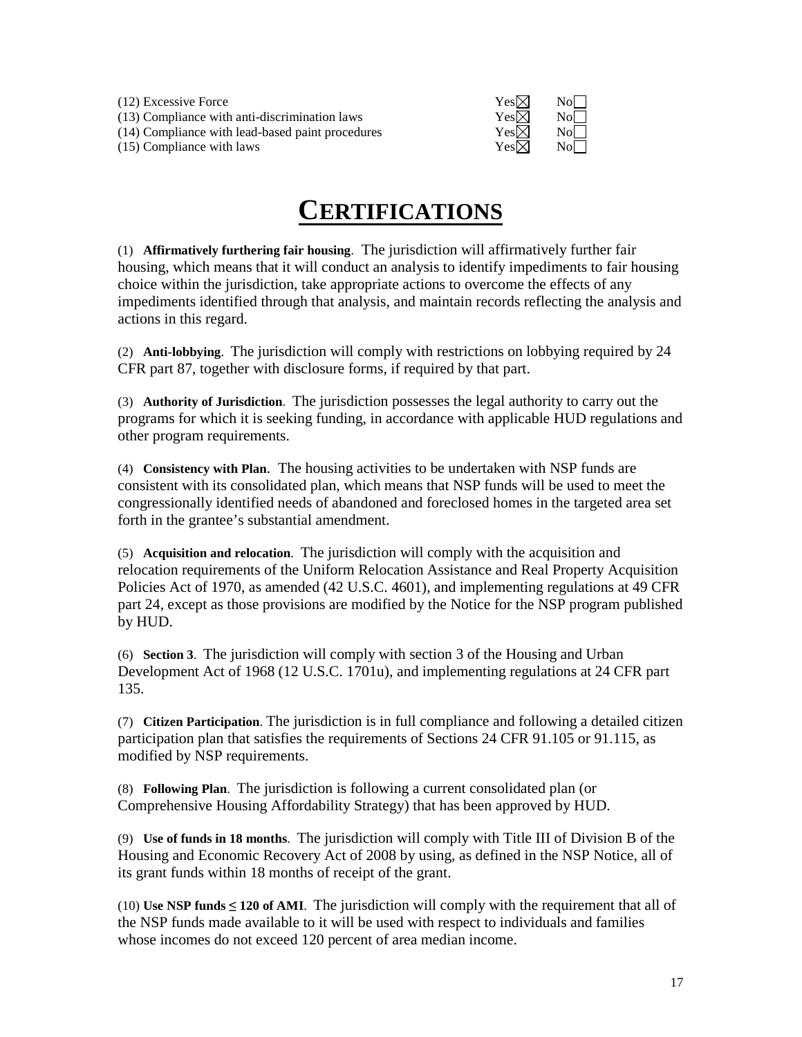| | | |
|---|---|---|
| (12) Excessive Force | Yes☒ | No☐ |
| (13) Compliance with anti-discrimination laws | Yes☒ | No☐ |
| (14) Compliance with lead-based paint procedures | Yes☒ | No☐ |
| (15) Compliance with laws | Yes☒ | No☐ |

# CERTIFICATIONS

(1) **Affirmatively furthering fair housing**. The jurisdiction will affirmatively further fair housing, which means that it will conduct an analysis to identify impediments to fair housing choice within the jurisdiction, take appropriate actions to overcome the effects of any impediments identified through that analysis, and maintain records reflecting the analysis and actions in this regard.

(2) **Anti-lobbying**. The jurisdiction will comply with restrictions on lobbying required by 24 CFR part 87, together with disclosure forms, if required by that part.

(3) **Authority of Jurisdiction**. The jurisdiction possesses the legal authority to carry out the programs for which it is seeking funding, in accordance with applicable HUD regulations and other program requirements.

(4) **Consistency with Plan**. The housing activities to be undertaken with NSP funds are consistent with its consolidated plan, which means that NSP funds will be used to meet the congressionally identified needs of abandoned and foreclosed homes in the targeted area set forth in the grantee's substantial amendment.

(5) **Acquisition and relocation**. The jurisdiction will comply with the acquisition and relocation requirements of the Uniform Relocation Assistance and Real Property Acquisition Policies Act of 1970, as amended (42 U.S.C. 4601), and implementing regulations at 49 CFR part 24, except as those provisions are modified by the Notice for the NSP program published by HUD.

(6) **Section 3**. The jurisdiction will comply with section 3 of the Housing and Urban Development Act of 1968 (12 U.S.C. 1701u), and implementing regulations at 24 CFR part 135.

(7) **Citizen Participation**. The jurisdiction is in full compliance and following a detailed citizen participation plan that satisfies the requirements of Sections 24 CFR 91.105 or 91.115, as modified by NSP requirements.

(8) **Following Plan**. The jurisdiction is following a current consolidated plan (or Comprehensive Housing Affordability Strategy) that has been approved by HUD.

(9) **Use of funds in 18 months**. The jurisdiction will comply with Title III of Division B of the Housing and Economic Recovery Act of 2008 by using, as defined in the NSP Notice, all of its grant funds within 18 months of receipt of the grant.

(10) **Use NSP funds ≤ 120 of AMI**. The jurisdiction will comply with the requirement that all of the NSP funds made available to it will be used with respect to individuals and families whose incomes do not exceed 120 percent of area median income.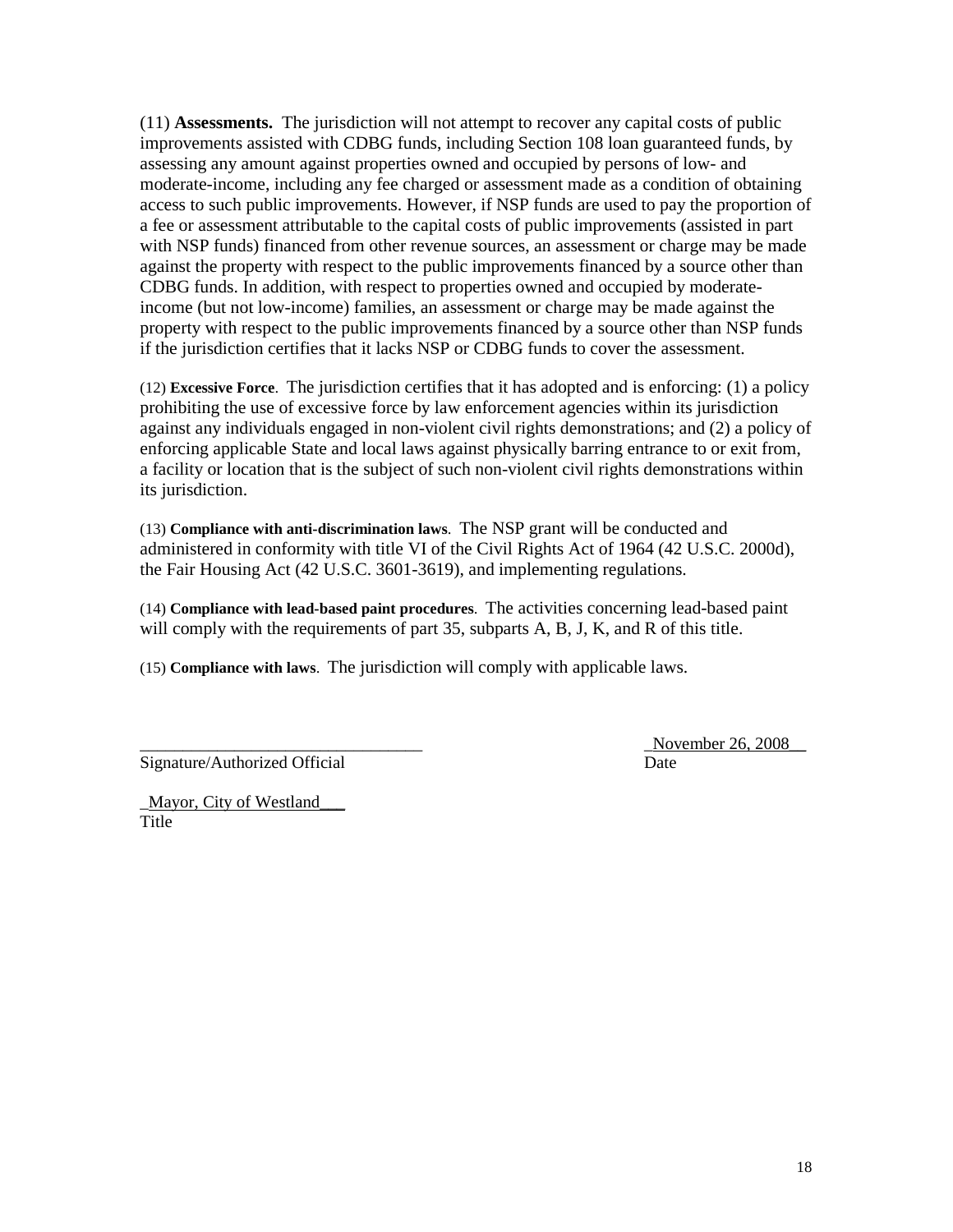(11) **Assessments.** The jurisdiction will not attempt to recover any capital costs of public improvements assisted with CDBG funds, including Section 108 loan guaranteed funds, by assessing any amount against properties owned and occupied by persons of low- and moderate-income, including any fee charged or assessment made as a condition of obtaining access to such public improvements. However, if NSP funds are used to pay the proportion of a fee or assessment attributable to the capital costs of public improvements (assisted in part with NSP funds) financed from other revenue sources, an assessment or charge may be made against the property with respect to the public improvements financed by a source other than CDBG funds. In addition, with respect to properties owned and occupied by moderate-income (but not low-income) families, an assessment or charge may be made against the property with respect to the public improvements financed by a source other than NSP funds if the jurisdiction certifies that it lacks NSP or CDBG funds to cover the assessment.

(12) **Excessive Force**. The jurisdiction certifies that it has adopted and is enforcing: (1) a policy prohibiting the use of excessive force by law enforcement agencies within its jurisdiction against any individuals engaged in non-violent civil rights demonstrations; and (2) a policy of enforcing applicable State and local laws against physically barring entrance to or exit from, a facility or location that is the subject of such non-violent civil rights demonstrations within its jurisdiction.

(13) **Compliance with anti-discrimination laws**. The NSP grant will be conducted and administered in conformity with title VI of the Civil Rights Act of 1964 (42 U.S.C. 2000d), the Fair Housing Act (42 U.S.C. 3601-3619), and implementing regulations.

(14) **Compliance with lead-based paint procedures**. The activities concerning lead-based paint will comply with the requirements of part 35, subparts A, B, J, K, and R of this title.

(15) **Compliance with laws**. The jurisdiction will comply with applicable laws.

________________________________ November 26, 2008

Signature/Authorized Official Date

Mayor, City of Westland

Title